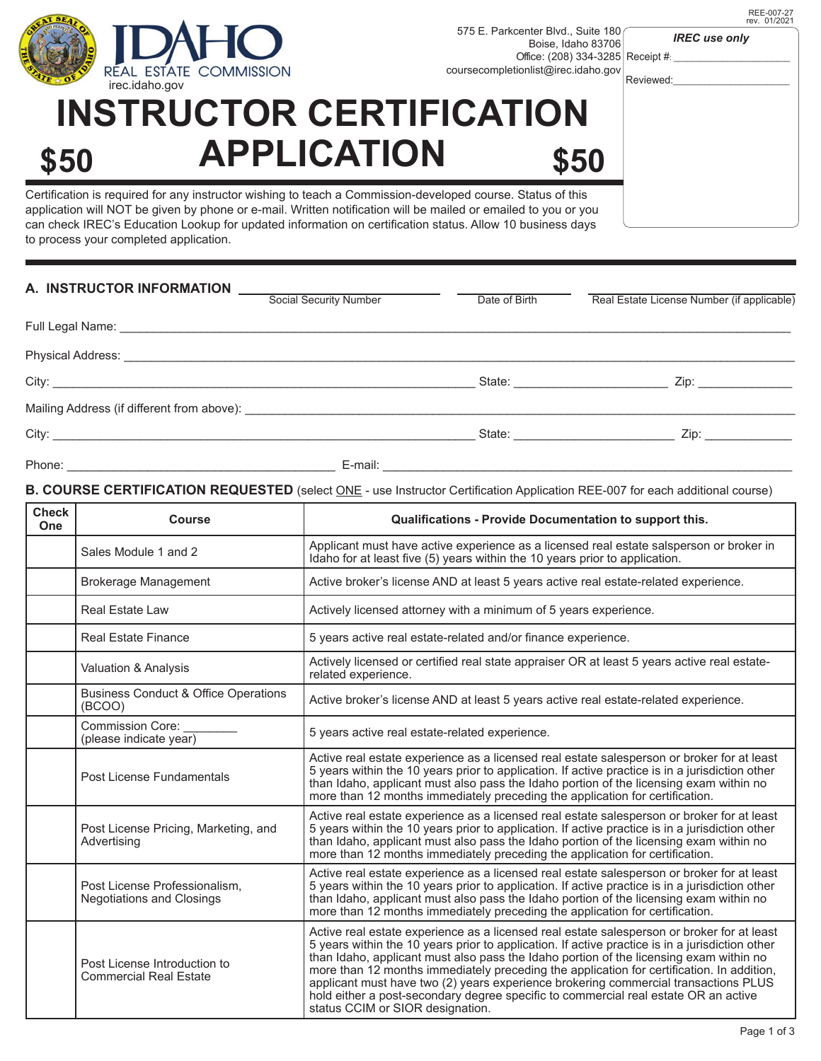REE-007-27
rev. 01/2021

IDAHO REAL ESTATE COMMISSION
irec.idaho.gov

575 E. Parkcenter Blvd., Suite 180
Boise, Idaho 83706
Office: (208) 334-3285
coursecompletionlist@irec.idaho.gov

*IREC use only*
Receipt #: ____________________
Reviewed: ____________________

# INSTRUCTOR CERTIFICATION APPLICATION

**$50** **$50**

Certification is required for any instructor wishing to teach a Commission-developed course. Status of this application will NOT be given by phone or e-mail. Written notification will be mailed or emailed to you or you can check IREC's Education Lookup for updated information on certification status. Allow 10 business days to process your completed application.

## A. INSTRUCTOR INFORMATION

Social Security Number ____________________ Date of Birth ____________ Real Estate License Number (if applicable) ____________________

Full Legal Name: ____________________________________________

Physical Address: ____________________________________________

City: ______________________________ State: ____________ Zip: __________

Mailing Address (if different from above): ______________________________

City: ______________________________ State: ____________ Zip: __________

Phone: ____________________ E-mail: ______________________________

## B. COURSE CERTIFICATION REQUESTED (select ONE - use Instructor Certification Application REE-007 for each additional course)

| Check One | Course | Qualifications - Provide Documentation to support this. |
|---|---|---|
| | Sales Module 1 and 2 | Applicant must have active experience as a licensed real estate salsperson or broker in Idaho for at least five (5) years within the 10 years prior to application. |
| | Brokerage Management | Active broker's license AND at least 5 years active real estate-related experience. |
| | Real Estate Law | Actively licensed attorney with a minimum of 5 years experience. |
| | Real Estate Finance | 5 years active real estate-related and/or finance experience. |
| | Valuation & Analysis | Actively licensed or certified real state appraiser OR at least 5 years active real estate-related experience. |
| | Business Conduct & Office Operations (BCOO) | Active broker's license AND at least 5 years active real estate-related experience. |
| | Commission Core: ________ (please indicate year) | 5 years active real estate-related experience. |
| | Post License Fundamentals | Active real estate experience as a licensed real estate salesperson or broker for at least 5 years within the 10 years prior to application. If active practice is in a jurisdiction other than Idaho, applicant must also pass the Idaho portion of the licensing exam within no more than 12 months immediately preceding the application for certification. |
| | Post License Pricing, Marketing, and Advertising | Active real estate experience as a licensed real estate salesperson or broker for at least 5 years within the 10 years prior to application. If active practice is in a jurisdiction other than Idaho, applicant must also pass the Idaho portion of the licensing exam within no more than 12 months immediately preceding the application for certification. |
| | Post License Professionalism, Negotiations and Closings | Active real estate experience as a licensed real estate salesperson or broker for at least 5 years within the 10 years prior to application. If active practice is in a jurisdiction other than Idaho, applicant must also pass the Idaho portion of the licensing exam within no more than 12 months immediately preceding the application for certification. |
| | Post License Introduction to Commercial Real Estate | Active real estate experience as a licensed real estate salesperson or broker for at least 5 years within the 10 years prior to application. If active practice is in a jurisdiction other than Idaho, applicant must also pass the Idaho portion of the licensing exam within no more than 12 months immediately preceding the application for certification. In addition, applicant must have two (2) years experience brokering commercial transactions PLUS hold either a post-secondary degree specific to commercial real estate OR an active status CCIM or SIOR designation. |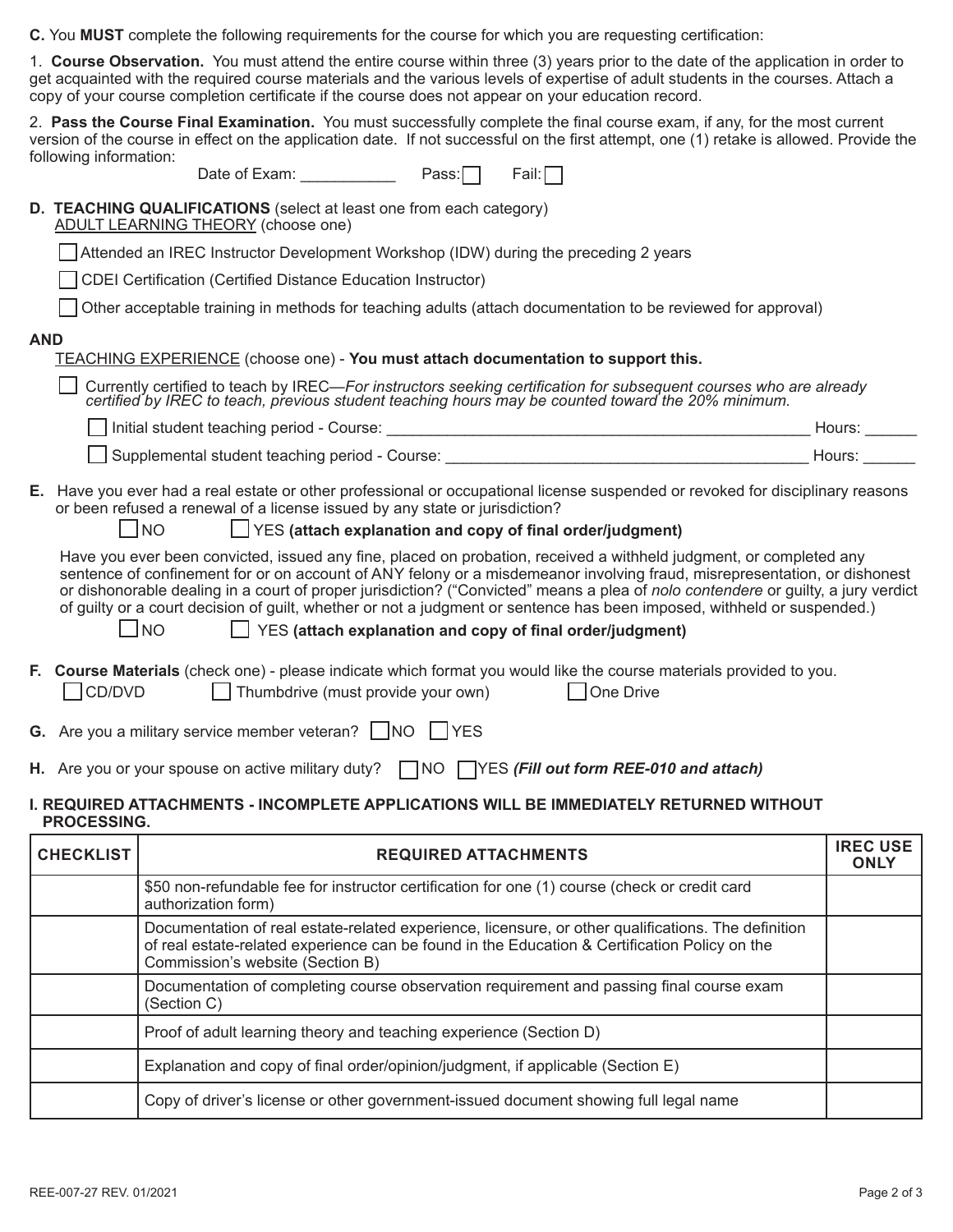**C.** You **MUST** complete the following requirements for the course for which you are requesting certification:

1. **Course Observation.** You must attend the entire course within three (3) years prior to the date of the application in order to get acquainted with the required course materials and the various levels of expertise of adult students in the courses. Attach a copy of your course completion certificate if the course does not appear on your education record.

2. **Pass the Course Final Examination.** You must successfully complete the final course exam, if any, for the most current version of the course in effect on the application date. If not successful on the first attempt, one (1) retake is allowed. Provide the following information:

Date of Exam: ___________ Pass: ☐ Fail: ☐

**D. TEACHING QUALIFICATIONS** (select at least one from each category)

ADULT LEARNING THEORY (choose one)

☐ Attended an IREC Instructor Development Workshop (IDW) during the preceding 2 years

☐ CDEI Certification (Certified Distance Education Instructor)

☐ Other acceptable training in methods for teaching adults (attach documentation to be reviewed for approval)

**AND**

TEACHING EXPERIENCE (choose one) - **You must attach documentation to support this.**

☐ Currently certified to teach by IREC—*For instructors seeking certification for subsequent courses who are already certified by IREC to teach, previous student teaching hours may be counted toward the 20% minimum.*

☐ Initial student teaching period - Course: ___________________________________________________ Hours: ______

☐ Supplemental student teaching period - Course: ____________________________________________ Hours: ______

**E.** Have you ever had a real estate or other professional or occupational license suspended or revoked for disciplinary reasons or been refused a renewal of a license issued by any state or jurisdiction?

☐ NO ☐ YES **(attach explanation and copy of final order/judgment)**

Have you ever been convicted, issued any fine, placed on probation, received a withheld judgment, or completed any sentence of confinement for or on account of ANY felony or a misdemeanor involving fraud, misrepresentation, or dishonest or dishonorable dealing in a court of proper jurisdiction? ("Convicted" means a plea of *nolo contendere* or guilty, a jury verdict of guilty or a court decision of guilt, whether or not a judgment or sentence has been imposed, withheld or suspended.)

☐ NO ☐ YES **(attach explanation and copy of final order/judgment)**

**F. Course Materials** (check one) - please indicate which format you would like the course materials provided to you.

☐ CD/DVD ☐ Thumbdrive (must provide your own) ☐ One Drive

**G.** Are you a military service member veteran? ☐ NO ☐ YES

**H.** Are you or your spouse on active military duty? ☐ NO ☐ YES ***(Fill out form REE-010 and attach)***

**I. REQUIRED ATTACHMENTS - INCOMPLETE APPLICATIONS WILL BE IMMEDIATELY RETURNED WITHOUT PROCESSING.**

| CHECKLIST | REQUIRED ATTACHMENTS | IREC USE ONLY |
|---|---|---|
| | $50 non-refundable fee for instructor certification for one (1) course (check or credit card authorization form) | |
| | Documentation of real estate-related experience, licensure, or other qualifications. The definition of real estate-related experience can be found in the Education & Certification Policy on the Commission's website (Section B) | |
| | Documentation of completing course observation requirement and passing final course exam (Section C) | |
| | Proof of adult learning theory and teaching experience (Section D) | |
| | Explanation and copy of final order/opinion/judgment, if applicable (Section E) | |
| | Copy of driver's license or other government-issued document showing full legal name | |

REE-007-27 REV. 01/2021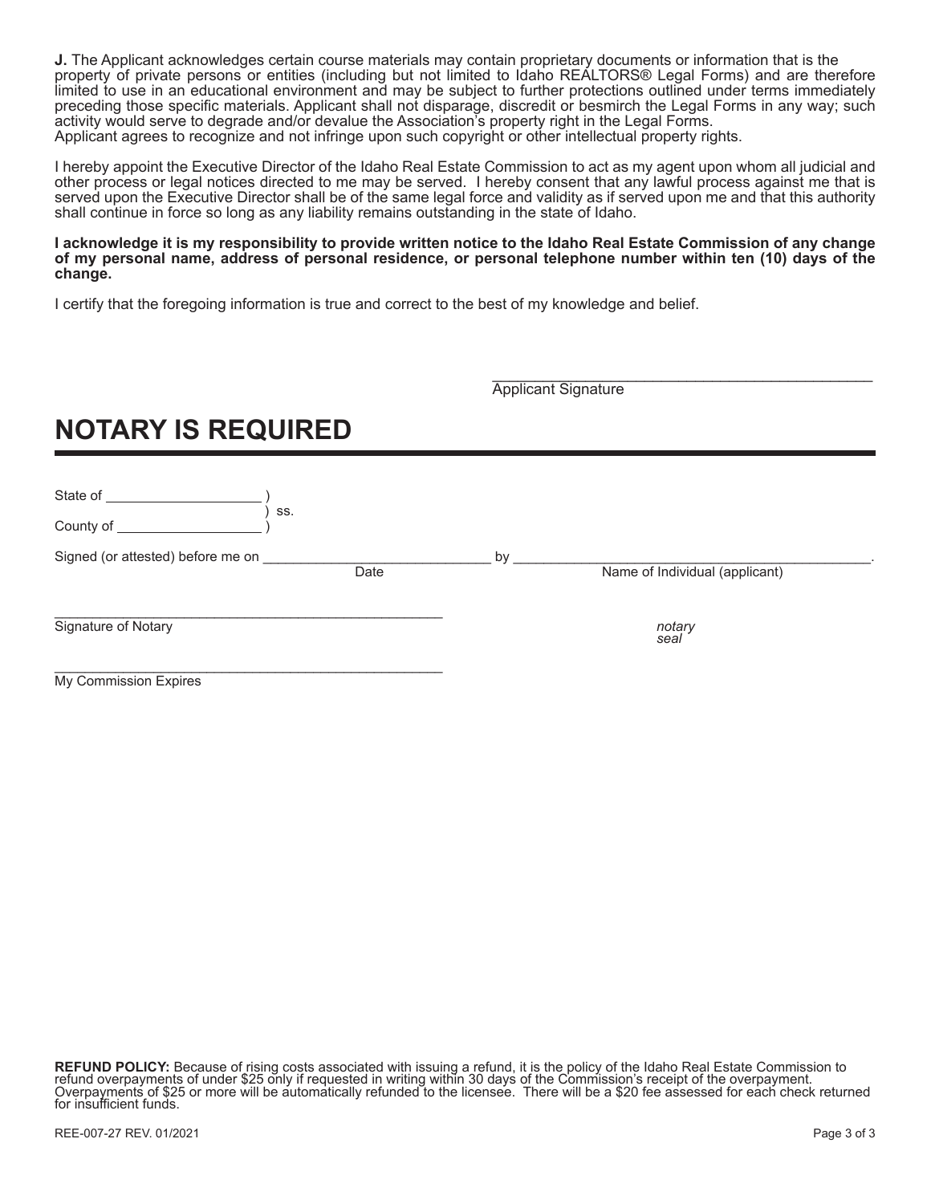**J.** The Applicant acknowledges certain course materials may contain proprietary documents or information that is the property of private persons or entities (including but not limited to Idaho REALTORS® Legal Forms) and are therefore limited to use in an educational environment and may be subject to further protections outlined under terms immediately preceding those specific materials. Applicant shall not disparage, discredit or besmirch the Legal Forms in any way; such activity would serve to degrade and/or devalue the Association's property right in the Legal Forms.
Applicant agrees to recognize and not infringe upon such copyright or other intellectual property rights.

I hereby appoint the Executive Director of the Idaho Real Estate Commission to act as my agent upon whom all judicial and other process or legal notices directed to me may be served. I hereby consent that any lawful process against me that is served upon the Executive Director shall be of the same legal force and validity as if served upon me and that this authority shall continue in force so long as any liability remains outstanding in the state of Idaho.

**I acknowledge it is my responsibility to provide written notice to the Idaho Real Estate Commission of any change of my personal name, address of personal residence, or personal telephone number within ten (10) days of the change.**

I certify that the foregoing information is true and correct to the best of my knowledge and belief.

\_\_\_\_\_\_\_\_\_\_\_\_\_\_\_\_\_\_\_\_\_\_\_\_\_\_\_\_\_\_\_\_\_\_\_\_\_\_\_\_
Applicant Signature

# NOTARY IS REQUIRED

State of \_\_\_\_\_\_\_\_\_\_\_\_\_\_\_\_\_\_\_\_ )
) ss.
County of \_\_\_\_\_\_\_\_\_\_\_\_\_\_\_\_\_\_\_ )

Signed (or attested) before me on \_\_\_\_\_\_\_\_\_\_\_\_\_\_\_\_\_\_\_\_\_\_\_\_\_\_\_\_\_\_ by \_\_\_\_\_\_\_\_\_\_\_\_\_\_\_\_\_\_\_\_\_\_\_\_\_\_\_\_\_\_\_\_\_\_\_\_\_\_\_\_\_\_\_\_\_\_.
Date — Name of Individual (applicant)

\_\_\_\_\_\_\_\_\_\_\_\_\_\_\_\_\_\_\_\_\_\_\_\_\_\_\_\_\_\_\_\_\_\_\_\_\_\_\_\_\_\_\_\_\_\_\_\_\_\_
Signature of Notary

*notary seal*

\_\_\_\_\_\_\_\_\_\_\_\_\_\_\_\_\_\_\_\_\_\_\_\_\_\_\_\_\_\_\_\_\_\_\_\_\_\_\_\_\_\_\_\_\_\_\_\_\_\_
My Commission Expires

**REFUND POLICY:** Because of rising costs associated with issuing a refund, it is the policy of the Idaho Real Estate Commission to refund overpayments of under $25 only if requested in writing within 30 days of the Commission's receipt of the overpayment. Overpayments of $25 or more will be automatically refunded to the licensee. There will be a $20 fee assessed for each check returned for insufficient funds.

REE-007-27 REV. 01/2021